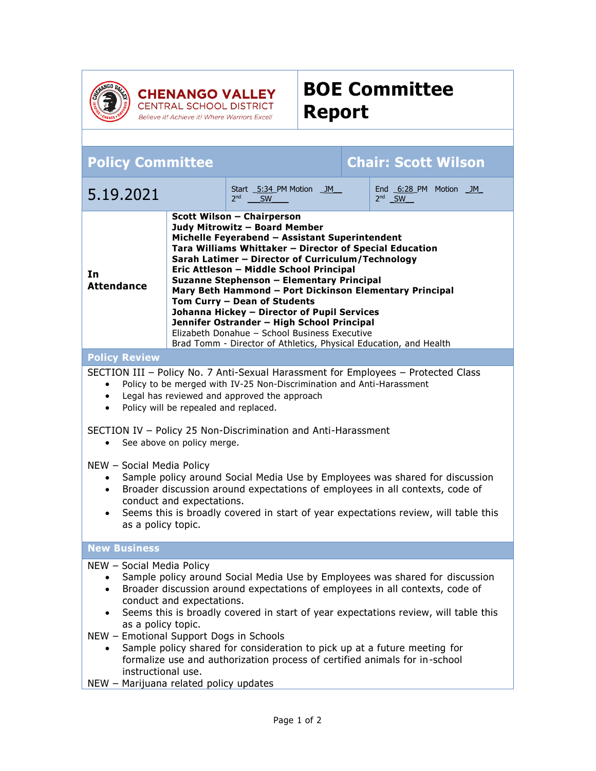**CHENANGO VALLEY**
CENTRAL SCHOOL DISTRICT
*Believe it! Achieve it! Where Warriors Excel!*

# BOE Committee Report

## Policy Committee — Chair: Scott Wilson

| 5.19.2021 | Start 5:34 PM Motion JM; 2nd SW | End 6:28 PM Motion JM; 2nd SW |
|---|---|---|

**In Attendance**

- **Scott Wilson – Chairperson**
- **Judy Mitrowitz – Board Member**
- **Michelle Feyerabend – Assistant Superintendent**
- **Tara Williams Whittaker – Director of Special Education**
- **Sarah Latimer – Director of Curriculum/Technology**
- **Eric Attleson – Middle School Principal**
- **Suzanne Stephenson – Elementary Principal**
- **Mary Beth Hammond – Port Dickinson Elementary Principal**
- **Tom Curry – Dean of Students**
- **Johanna Hickey – Director of Pupil Services**
- **Jennifer Ostrander – High School Principal**
- Elizabeth Donahue – School Business Executive
- Brad Tomm - Director of Athletics, Physical Education, and Health

### Policy Review

SECTION III – Policy No. 7 Anti-Sexual Harassment for Employees – Protected Class

- Policy to be merged with IV-25 Non-Discrimination and Anti-Harassment
- Legal has reviewed and approved the approach
- Policy will be repealed and replaced.

SECTION IV – Policy 25 Non-Discrimination and Anti-Harassment

- See above on policy merge.

NEW – Social Media Policy

- Sample policy around Social Media Use by Employees was shared for discussion
- Broader discussion around expectations of employees in all contexts, code of conduct and expectations.
- Seems this is broadly covered in start of year expectations review, will table this as a policy topic.

### New Business

NEW – Social Media Policy

- Sample policy around Social Media Use by Employees was shared for discussion
- Broader discussion around expectations of employees in all contexts, code of conduct and expectations.
- Seems this is broadly covered in start of year expectations review, will table this as a policy topic.

NEW – Emotional Support Dogs in Schools

- Sample policy shared for consideration to pick up at a future meeting for formalize use and authorization process of certified animals for in-school instructional use.

NEW – Marijuana related policy updates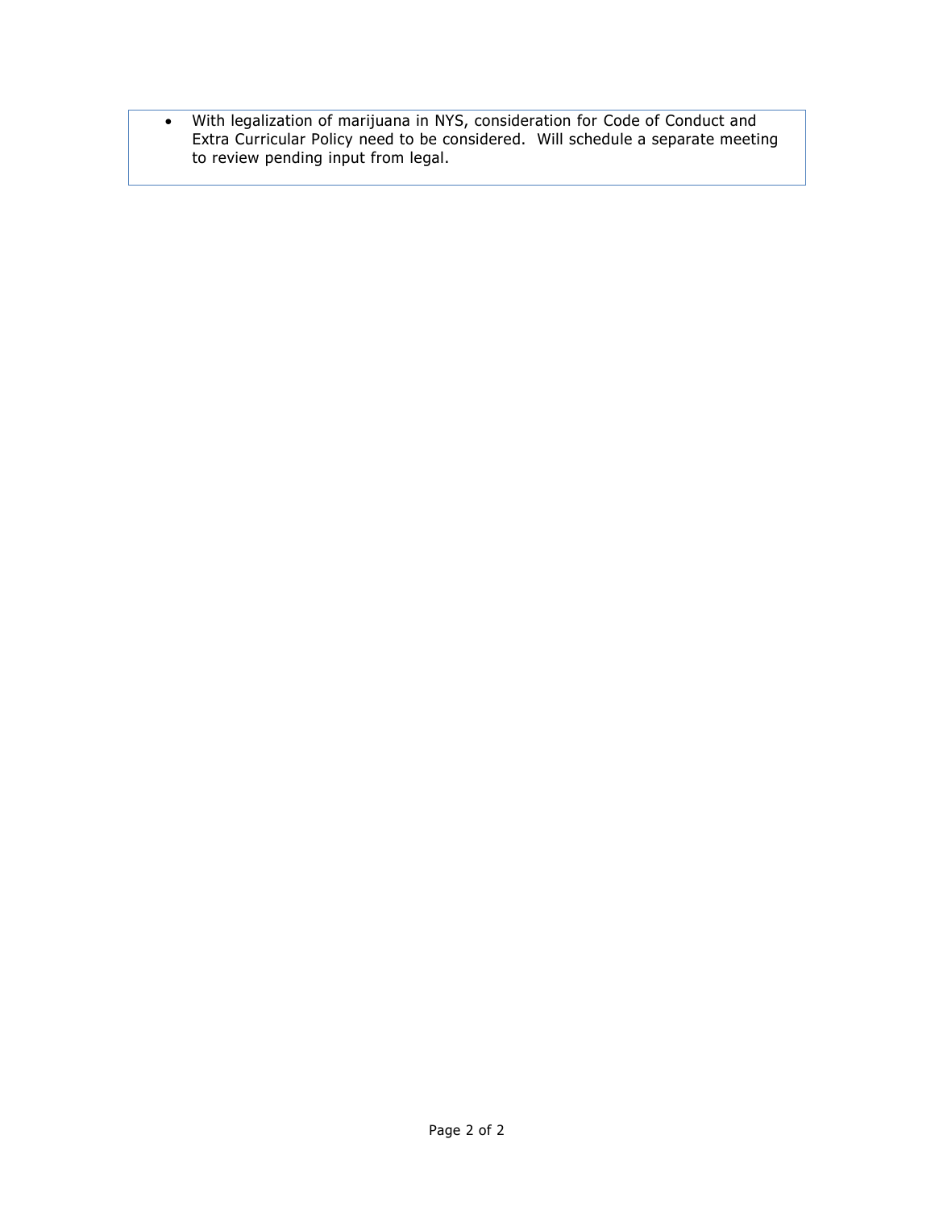- With legalization of marijuana in NYS, consideration for Code of Conduct and Extra Curricular Policy need to be considered. Will schedule a separate meeting to review pending input from legal.